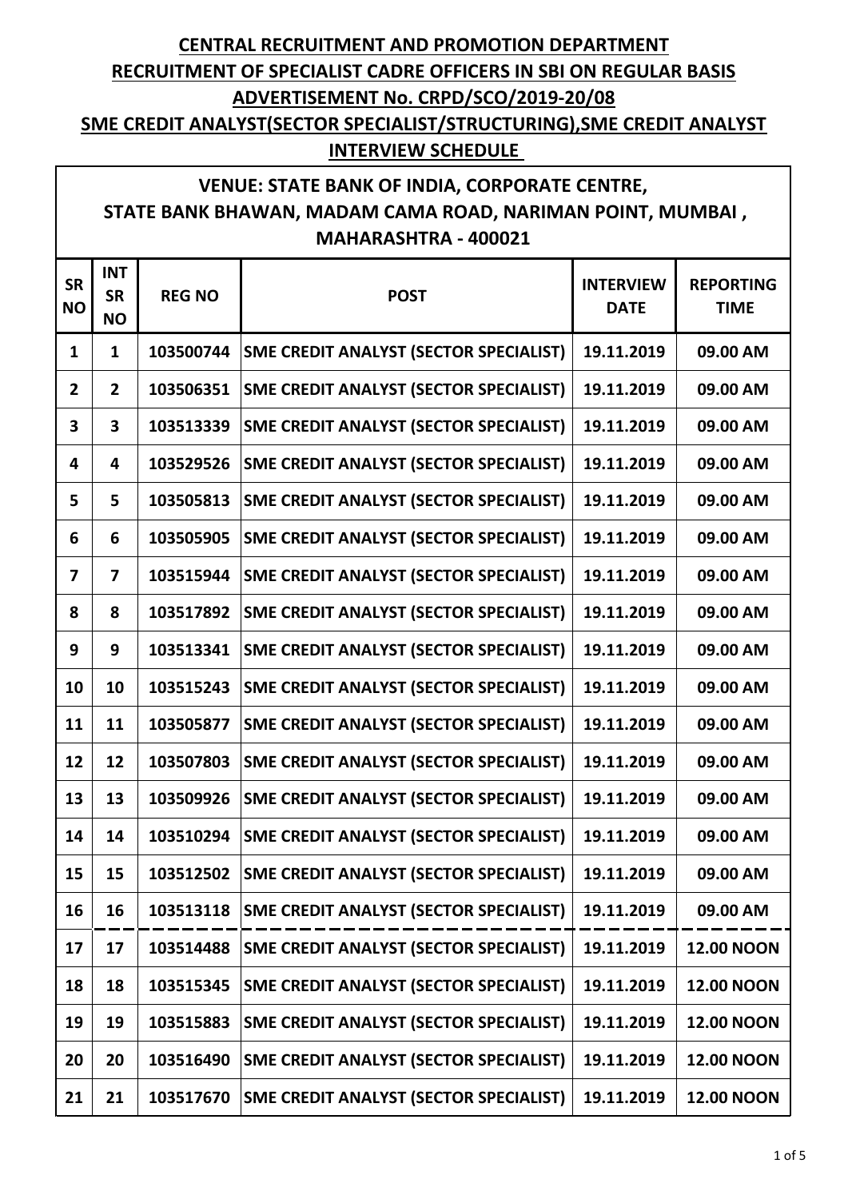# CENTRAL RECRUITMENT AND PROMOTION DEPARTMENT

## RECRUITMENT OF SPECIALIST CADRE OFFICERS IN SBI ON REGULAR BASIS

## ADVERTISEMENT No. CRPD/SCO/2019-20/08

## SME CREDIT ANALYST(SECTOR SPECIALIST/STRUCTURING),SME CREDIT ANALYST

## INTERVIEW SCHEDULE

**VENUE: STATE BANK OF INDIA, CORPORATE CENTRE, STATE BANK BHAWAN, MADAM CAMA ROAD, NARIMAN POINT, MUMBAI , MAHARASHTRA - 400021**

| SR NO | INT SR NO | REG NO | POST | INTERVIEW DATE | REPORTING TIME |
|---|---|---|---|---|---|
| 1 | 1 | 103500744 | SME CREDIT ANALYST (SECTOR SPECIALIST) | 19.11.2019 | 09.00 AM |
| 2 | 2 | 103506351 | SME CREDIT ANALYST (SECTOR SPECIALIST) | 19.11.2019 | 09.00 AM |
| 3 | 3 | 103513339 | SME CREDIT ANALYST (SECTOR SPECIALIST) | 19.11.2019 | 09.00 AM |
| 4 | 4 | 103529526 | SME CREDIT ANALYST (SECTOR SPECIALIST) | 19.11.2019 | 09.00 AM |
| 5 | 5 | 103505813 | SME CREDIT ANALYST (SECTOR SPECIALIST) | 19.11.2019 | 09.00 AM |
| 6 | 6 | 103505905 | SME CREDIT ANALYST (SECTOR SPECIALIST) | 19.11.2019 | 09.00 AM |
| 7 | 7 | 103515944 | SME CREDIT ANALYST (SECTOR SPECIALIST) | 19.11.2019 | 09.00 AM |
| 8 | 8 | 103517892 | SME CREDIT ANALYST (SECTOR SPECIALIST) | 19.11.2019 | 09.00 AM |
| 9 | 9 | 103513341 | SME CREDIT ANALYST (SECTOR SPECIALIST) | 19.11.2019 | 09.00 AM |
| 10 | 10 | 103515243 | SME CREDIT ANALYST (SECTOR SPECIALIST) | 19.11.2019 | 09.00 AM |
| 11 | 11 | 103505877 | SME CREDIT ANALYST (SECTOR SPECIALIST) | 19.11.2019 | 09.00 AM |
| 12 | 12 | 103507803 | SME CREDIT ANALYST (SECTOR SPECIALIST) | 19.11.2019 | 09.00 AM |
| 13 | 13 | 103509926 | SME CREDIT ANALYST (SECTOR SPECIALIST) | 19.11.2019 | 09.00 AM |
| 14 | 14 | 103510294 | SME CREDIT ANALYST (SECTOR SPECIALIST) | 19.11.2019 | 09.00 AM |
| 15 | 15 | 103512502 | SME CREDIT ANALYST (SECTOR SPECIALIST) | 19.11.2019 | 09.00 AM |
| 16 | 16 | 103513118 | SME CREDIT ANALYST (SECTOR SPECIALIST) | 19.11.2019 | 09.00 AM |
| 17 | 17 | 103514488 | SME CREDIT ANALYST (SECTOR SPECIALIST) | 19.11.2019 | 12.00 NOON |
| 18 | 18 | 103515345 | SME CREDIT ANALYST (SECTOR SPECIALIST) | 19.11.2019 | 12.00 NOON |
| 19 | 19 | 103515883 | SME CREDIT ANALYST (SECTOR SPECIALIST) | 19.11.2019 | 12.00 NOON |
| 20 | 20 | 103516490 | SME CREDIT ANALYST (SECTOR SPECIALIST) | 19.11.2019 | 12.00 NOON |
| 21 | 21 | 103517670 | SME CREDIT ANALYST (SECTOR SPECIALIST) | 19.11.2019 | 12.00 NOON |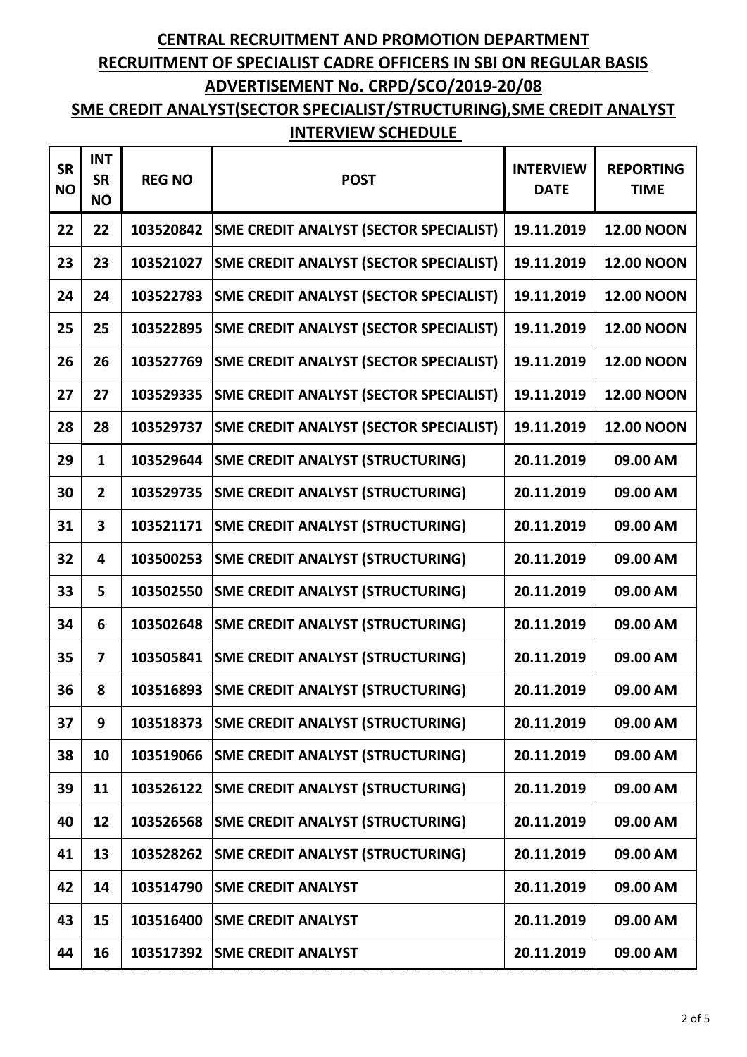## CENTRAL RECRUITMENT AND PROMOTION DEPARTMENT
## RECRUITMENT OF SPECIALIST CADRE OFFICERS IN SBI ON REGULAR BASIS
## ADVERTISEMENT No. CRPD/SCO/2019-20/08
## SME CREDIT ANALYST(SECTOR SPECIALIST/STRUCTURING),SME CREDIT ANALYST
## INTERVIEW SCHEDULE

| SR NO | INT SR NO | REG NO | POST | INTERVIEW DATE | REPORTING TIME |
|---|---|---|---|---|---|
| 22 | 22 | 103520842 | SME CREDIT ANALYST (SECTOR SPECIALIST) | 19.11.2019 | 12.00 NOON |
| 23 | 23 | 103521027 | SME CREDIT ANALYST (SECTOR SPECIALIST) | 19.11.2019 | 12.00 NOON |
| 24 | 24 | 103522783 | SME CREDIT ANALYST (SECTOR SPECIALIST) | 19.11.2019 | 12.00 NOON |
| 25 | 25 | 103522895 | SME CREDIT ANALYST (SECTOR SPECIALIST) | 19.11.2019 | 12.00 NOON |
| 26 | 26 | 103527769 | SME CREDIT ANALYST (SECTOR SPECIALIST) | 19.11.2019 | 12.00 NOON |
| 27 | 27 | 103529335 | SME CREDIT ANALYST (SECTOR SPECIALIST) | 19.11.2019 | 12.00 NOON |
| 28 | 28 | 103529737 | SME CREDIT ANALYST (SECTOR SPECIALIST) | 19.11.2019 | 12.00 NOON |
| 29 | 1 | 103529644 | SME CREDIT ANALYST (STRUCTURING) | 20.11.2019 | 09.00 AM |
| 30 | 2 | 103529735 | SME CREDIT ANALYST (STRUCTURING) | 20.11.2019 | 09.00 AM |
| 31 | 3 | 103521171 | SME CREDIT ANALYST (STRUCTURING) | 20.11.2019 | 09.00 AM |
| 32 | 4 | 103500253 | SME CREDIT ANALYST (STRUCTURING) | 20.11.2019 | 09.00 AM |
| 33 | 5 | 103502550 | SME CREDIT ANALYST (STRUCTURING) | 20.11.2019 | 09.00 AM |
| 34 | 6 | 103502648 | SME CREDIT ANALYST (STRUCTURING) | 20.11.2019 | 09.00 AM |
| 35 | 7 | 103505841 | SME CREDIT ANALYST (STRUCTURING) | 20.11.2019 | 09.00 AM |
| 36 | 8 | 103516893 | SME CREDIT ANALYST (STRUCTURING) | 20.11.2019 | 09.00 AM |
| 37 | 9 | 103518373 | SME CREDIT ANALYST (STRUCTURING) | 20.11.2019 | 09.00 AM |
| 38 | 10 | 103519066 | SME CREDIT ANALYST (STRUCTURING) | 20.11.2019 | 09.00 AM |
| 39 | 11 | 103526122 | SME CREDIT ANALYST (STRUCTURING) | 20.11.2019 | 09.00 AM |
| 40 | 12 | 103526568 | SME CREDIT ANALYST (STRUCTURING) | 20.11.2019 | 09.00 AM |
| 41 | 13 | 103528262 | SME CREDIT ANALYST (STRUCTURING) | 20.11.2019 | 09.00 AM |
| 42 | 14 | 103514790 | SME CREDIT ANALYST | 20.11.2019 | 09.00 AM |
| 43 | 15 | 103516400 | SME CREDIT ANALYST | 20.11.2019 | 09.00 AM |
| 44 | 16 | 103517392 | SME CREDIT ANALYST | 20.11.2019 | 09.00 AM |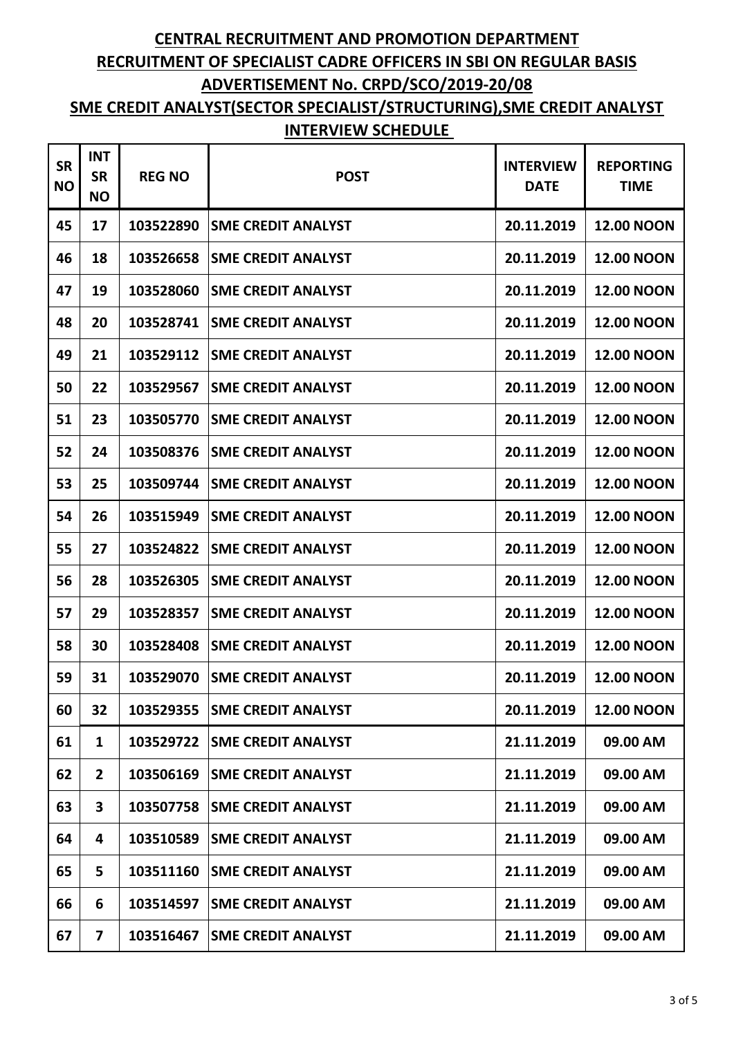# CENTRAL RECRUITMENT AND PROMOTION DEPARTMENT

## RECRUITMENT OF SPECIALIST CADRE OFFICERS IN SBI ON REGULAR BASIS

## ADVERTISEMENT No. CRPD/SCO/2019-20/08

## SME CREDIT ANALYST(SECTOR SPECIALIST/STRUCTURING),SME CREDIT ANALYST

## INTERVIEW SCHEDULE

| SR NO | INT SR NO | REG NO | POST | INTERVIEW DATE | REPORTING TIME |
|---|---|---|---|---|---|
| 45 | 17 | 103522890 | SME CREDIT ANALYST | 20.11.2019 | 12.00 NOON |
| 46 | 18 | 103526658 | SME CREDIT ANALYST | 20.11.2019 | 12.00 NOON |
| 47 | 19 | 103528060 | SME CREDIT ANALYST | 20.11.2019 | 12.00 NOON |
| 48 | 20 | 103528741 | SME CREDIT ANALYST | 20.11.2019 | 12.00 NOON |
| 49 | 21 | 103529112 | SME CREDIT ANALYST | 20.11.2019 | 12.00 NOON |
| 50 | 22 | 103529567 | SME CREDIT ANALYST | 20.11.2019 | 12.00 NOON |
| 51 | 23 | 103505770 | SME CREDIT ANALYST | 20.11.2019 | 12.00 NOON |
| 52 | 24 | 103508376 | SME CREDIT ANALYST | 20.11.2019 | 12.00 NOON |
| 53 | 25 | 103509744 | SME CREDIT ANALYST | 20.11.2019 | 12.00 NOON |
| 54 | 26 | 103515949 | SME CREDIT ANALYST | 20.11.2019 | 12.00 NOON |
| 55 | 27 | 103524822 | SME CREDIT ANALYST | 20.11.2019 | 12.00 NOON |
| 56 | 28 | 103526305 | SME CREDIT ANALYST | 20.11.2019 | 12.00 NOON |
| 57 | 29 | 103528357 | SME CREDIT ANALYST | 20.11.2019 | 12.00 NOON |
| 58 | 30 | 103528408 | SME CREDIT ANALYST | 20.11.2019 | 12.00 NOON |
| 59 | 31 | 103529070 | SME CREDIT ANALYST | 20.11.2019 | 12.00 NOON |
| 60 | 32 | 103529355 | SME CREDIT ANALYST | 20.11.2019 | 12.00 NOON |
| 61 | 1 | 103529722 | SME CREDIT ANALYST | 21.11.2019 | 09.00 AM |
| 62 | 2 | 103506169 | SME CREDIT ANALYST | 21.11.2019 | 09.00 AM |
| 63 | 3 | 103507758 | SME CREDIT ANALYST | 21.11.2019 | 09.00 AM |
| 64 | 4 | 103510589 | SME CREDIT ANALYST | 21.11.2019 | 09.00 AM |
| 65 | 5 | 103511160 | SME CREDIT ANALYST | 21.11.2019 | 09.00 AM |
| 66 | 6 | 103514597 | SME CREDIT ANALYST | 21.11.2019 | 09.00 AM |
| 67 | 7 | 103516467 | SME CREDIT ANALYST | 21.11.2019 | 09.00 AM |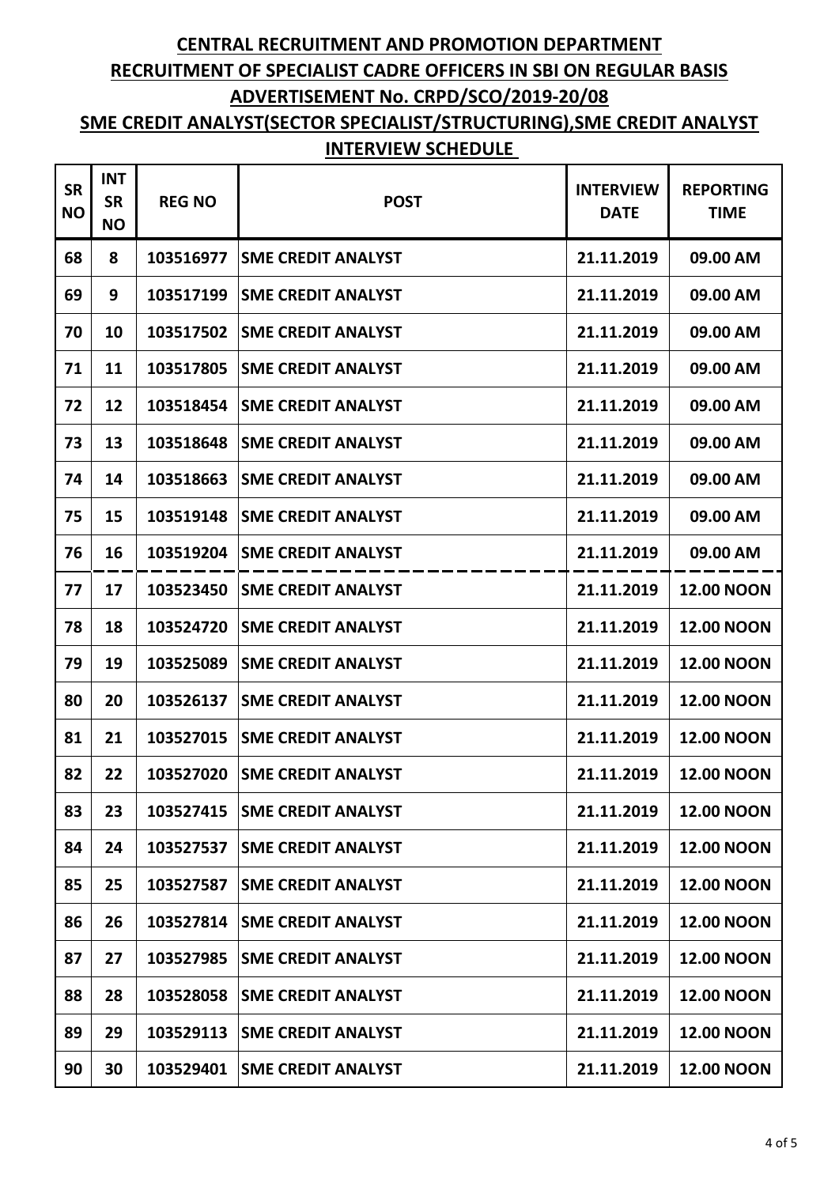# CENTRAL RECRUITMENT AND PROMOTION DEPARTMENT

## RECRUITMENT OF SPECIALIST CADRE OFFICERS IN SBI ON REGULAR BASIS

## ADVERTISEMENT No. CRPD/SCO/2019-20/08

## SME CREDIT ANALYST(SECTOR SPECIALIST/STRUCTURING),SME CREDIT ANALYST

## INTERVIEW SCHEDULE

| SR NO | INT SR NO | REG NO | POST | INTERVIEW DATE | REPORTING TIME |
|---|---|---|---|---|---|
| 68 | 8 | 103516977 | SME CREDIT ANALYST | 21.11.2019 | 09.00 AM |
| 69 | 9 | 103517199 | SME CREDIT ANALYST | 21.11.2019 | 09.00 AM |
| 70 | 10 | 103517502 | SME CREDIT ANALYST | 21.11.2019 | 09.00 AM |
| 71 | 11 | 103517805 | SME CREDIT ANALYST | 21.11.2019 | 09.00 AM |
| 72 | 12 | 103518454 | SME CREDIT ANALYST | 21.11.2019 | 09.00 AM |
| 73 | 13 | 103518648 | SME CREDIT ANALYST | 21.11.2019 | 09.00 AM |
| 74 | 14 | 103518663 | SME CREDIT ANALYST | 21.11.2019 | 09.00 AM |
| 75 | 15 | 103519148 | SME CREDIT ANALYST | 21.11.2019 | 09.00 AM |
| 76 | 16 | 103519204 | SME CREDIT ANALYST | 21.11.2019 | 09.00 AM |
| 77 | 17 | 103523450 | SME CREDIT ANALYST | 21.11.2019 | 12.00 NOON |
| 78 | 18 | 103524720 | SME CREDIT ANALYST | 21.11.2019 | 12.00 NOON |
| 79 | 19 | 103525089 | SME CREDIT ANALYST | 21.11.2019 | 12.00 NOON |
| 80 | 20 | 103526137 | SME CREDIT ANALYST | 21.11.2019 | 12.00 NOON |
| 81 | 21 | 103527015 | SME CREDIT ANALYST | 21.11.2019 | 12.00 NOON |
| 82 | 22 | 103527020 | SME CREDIT ANALYST | 21.11.2019 | 12.00 NOON |
| 83 | 23 | 103527415 | SME CREDIT ANALYST | 21.11.2019 | 12.00 NOON |
| 84 | 24 | 103527537 | SME CREDIT ANALYST | 21.11.2019 | 12.00 NOON |
| 85 | 25 | 103527587 | SME CREDIT ANALYST | 21.11.2019 | 12.00 NOON |
| 86 | 26 | 103527814 | SME CREDIT ANALYST | 21.11.2019 | 12.00 NOON |
| 87 | 27 | 103527985 | SME CREDIT ANALYST | 21.11.2019 | 12.00 NOON |
| 88 | 28 | 103528058 | SME CREDIT ANALYST | 21.11.2019 | 12.00 NOON |
| 89 | 29 | 103529113 | SME CREDIT ANALYST | 21.11.2019 | 12.00 NOON |
| 90 | 30 | 103529401 | SME CREDIT ANALYST | 21.11.2019 | 12.00 NOON |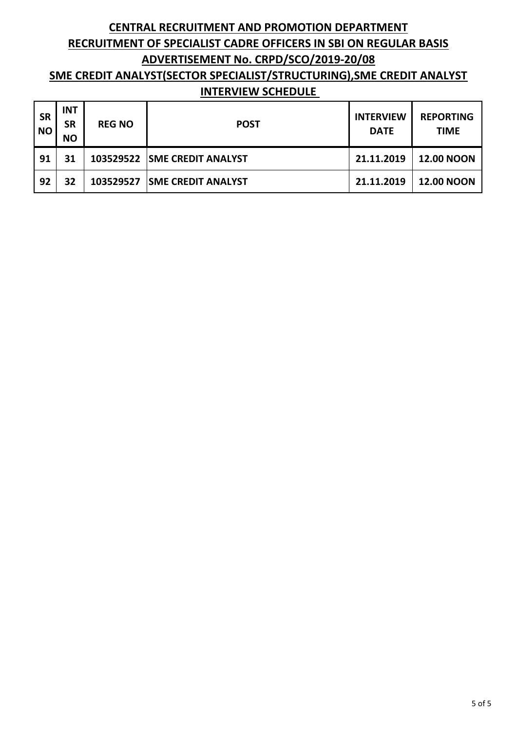# CENTRAL RECRUITMENT AND PROMOTION DEPARTMENT

## RECRUITMENT OF SPECIALIST CADRE OFFICERS IN SBI ON REGULAR BASIS

## ADVERTISEMENT No. CRPD/SCO/2019-20/08

## SME CREDIT ANALYST(SECTOR SPECIALIST/STRUCTURING),SME CREDIT ANALYST

## INTERVIEW SCHEDULE

| SR NO | INT SR NO | REG NO | POST | INTERVIEW DATE | REPORTING TIME |
|---|---|---|---|---|---|
| 91 | 31 | 103529522 | SME CREDIT ANALYST | 21.11.2019 | 12.00 NOON |
| 92 | 32 | 103529527 | SME CREDIT ANALYST | 21.11.2019 | 12.00 NOON |